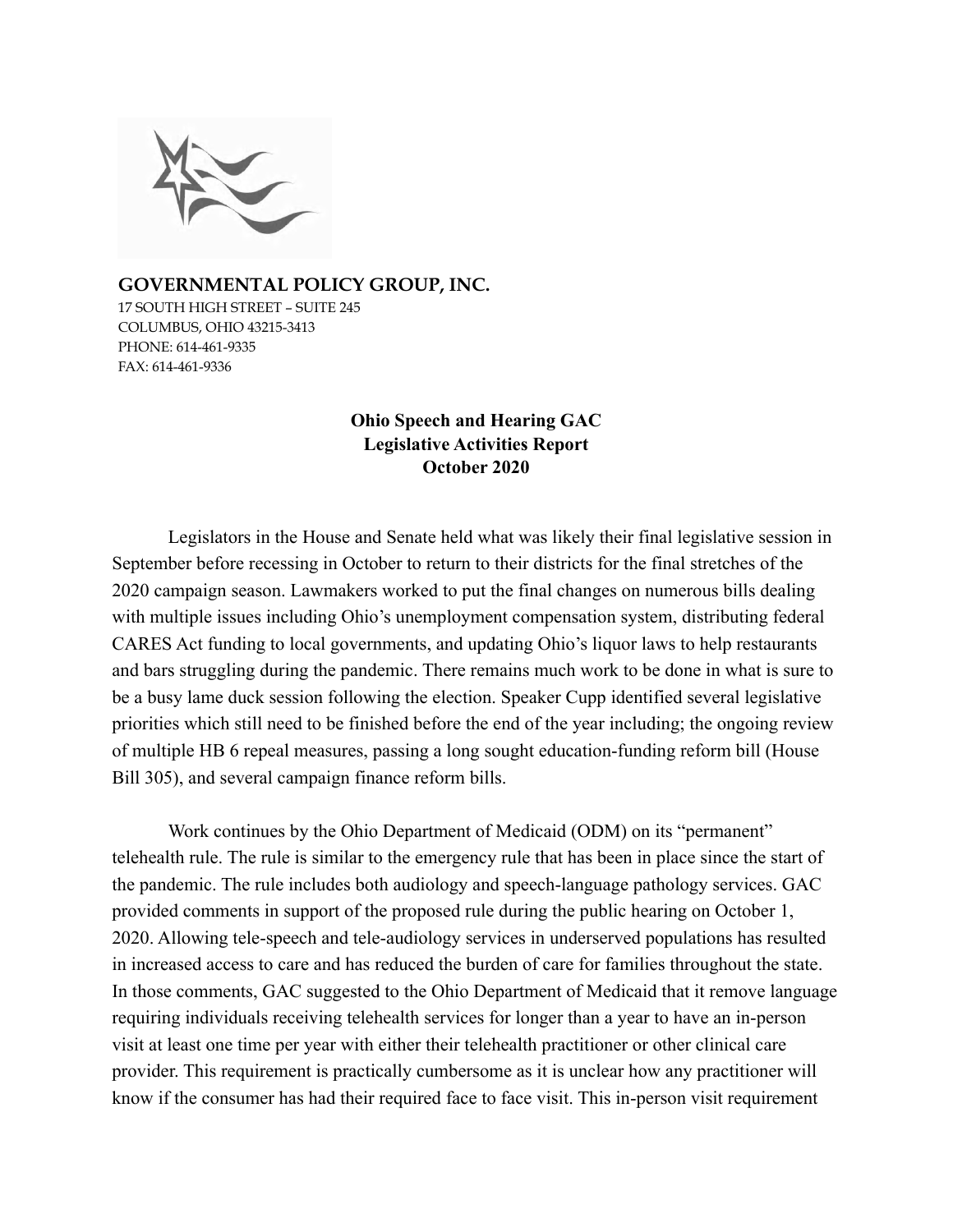**GOVERNMENTAL POLICY GROUP, INC.**
17 SOUTH HIGH STREET – SUITE 245
COLUMBUS, OHIO 43215-3413
PHONE: 614-461-9335
FAX: 614-461-9336

**Ohio Speech and Hearing GAC**
**Legislative Activities Report**
**October 2020**

Legislators in the House and Senate held what was likely their final legislative session in September before recessing in October to return to their districts for the final stretches of the 2020 campaign season. Lawmakers worked to put the final changes on numerous bills dealing with multiple issues including Ohio's unemployment compensation system, distributing federal CARES Act funding to local governments, and updating Ohio's liquor laws to help restaurants and bars struggling during the pandemic. There remains much work to be done in what is sure to be a busy lame duck session following the election. Speaker Cupp identified several legislative priorities which still need to be finished before the end of the year including; the ongoing review of multiple HB 6 repeal measures, passing a long sought education-funding reform bill (House Bill 305), and several campaign finance reform bills.

Work continues by the Ohio Department of Medicaid (ODM) on its "permanent" telehealth rule. The rule is similar to the emergency rule that has been in place since the start of the pandemic. The rule includes both audiology and speech-language pathology services. GAC provided comments in support of the proposed rule during the public hearing on October 1, 2020. Allowing tele-speech and tele-audiology services in underserved populations has resulted in increased access to care and has reduced the burden of care for families throughout the state. In those comments, GAC suggested to the Ohio Department of Medicaid that it remove language requiring individuals receiving telehealth services for longer than a year to have an in-person visit at least one time per year with either their telehealth practitioner or other clinical care provider. This requirement is practically cumbersome as it is unclear how any practitioner will know if the consumer has had their required face to face visit. This in-person visit requirement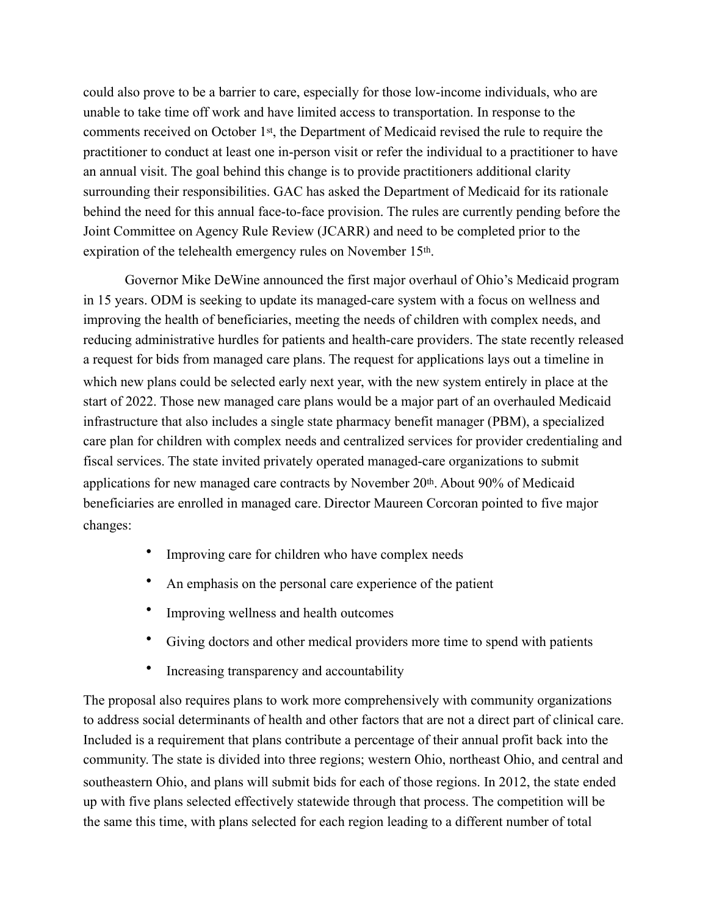could also prove to be a barrier to care, especially for those low-income individuals, who are unable to take time off work and have limited access to transportation. In response to the comments received on October 1st, the Department of Medicaid revised the rule to require the practitioner to conduct at least one in-person visit or refer the individual to a practitioner to have an annual visit. The goal behind this change is to provide practitioners additional clarity surrounding their responsibilities. GAC has asked the Department of Medicaid for its rationale behind the need for this annual face-to-face provision. The rules are currently pending before the Joint Committee on Agency Rule Review (JCARR) and need to be completed prior to the expiration of the telehealth emergency rules on November 15th.

Governor Mike DeWine announced the first major overhaul of Ohio's Medicaid program in 15 years. ODM is seeking to update its managed-care system with a focus on wellness and improving the health of beneficiaries, meeting the needs of children with complex needs, and reducing administrative hurdles for patients and health-care providers. The state recently released a request for bids from managed care plans. The request for applications lays out a timeline in which new plans could be selected early next year, with the new system entirely in place at the start of 2022. Those new managed care plans would be a major part of an overhauled Medicaid infrastructure that also includes a single state pharmacy benefit manager (PBM), a specialized care plan for children with complex needs and centralized services for provider credentialing and fiscal services. The state invited privately operated managed-care organizations to submit applications for new managed care contracts by November 20th. About 90% of Medicaid beneficiaries are enrolled in managed care. Director Maureen Corcoran pointed to five major changes:

- Improving care for children who have complex needs
- An emphasis on the personal care experience of the patient
- Improving wellness and health outcomes
- Giving doctors and other medical providers more time to spend with patients
- Increasing transparency and accountability

The proposal also requires plans to work more comprehensively with community organizations to address social determinants of health and other factors that are not a direct part of clinical care. Included is a requirement that plans contribute a percentage of their annual profit back into the community. The state is divided into three regions; western Ohio, northeast Ohio, and central and southeastern Ohio, and plans will submit bids for each of those regions. In 2012, the state ended up with five plans selected effectively statewide through that process. The competition will be the same this time, with plans selected for each region leading to a different number of total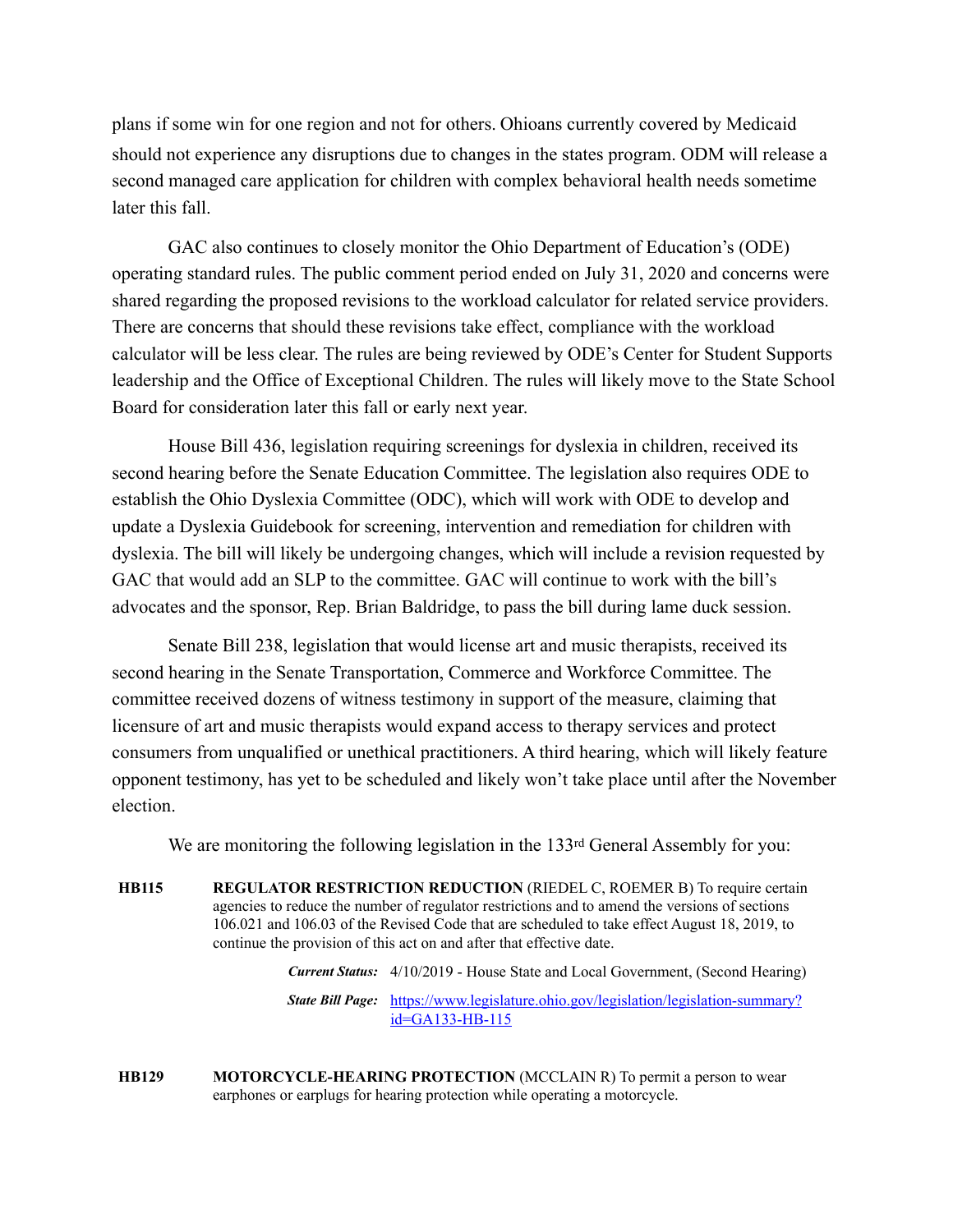plans if some win for one region and not for others. Ohioans currently covered by Medicaid should not experience any disruptions due to changes in the states program. ODM will release a second managed care application for children with complex behavioral health needs sometime later this fall.

GAC also continues to closely monitor the Ohio Department of Education's (ODE) operating standard rules. The public comment period ended on July 31, 2020 and concerns were shared regarding the proposed revisions to the workload calculator for related service providers. There are concerns that should these revisions take effect, compliance with the workload calculator will be less clear. The rules are being reviewed by ODE's Center for Student Supports leadership and the Office of Exceptional Children. The rules will likely move to the State School Board for consideration later this fall or early next year.

House Bill 436, legislation requiring screenings for dyslexia in children, received its second hearing before the Senate Education Committee. The legislation also requires ODE to establish the Ohio Dyslexia Committee (ODC), which will work with ODE to develop and update a Dyslexia Guidebook for screening, intervention and remediation for children with dyslexia. The bill will likely be undergoing changes, which will include a revision requested by GAC that would add an SLP to the committee. GAC will continue to work with the bill's advocates and the sponsor, Rep. Brian Baldridge, to pass the bill during lame duck session.

Senate Bill 238, legislation that would license art and music therapists, received its second hearing in the Senate Transportation, Commerce and Workforce Committee. The committee received dozens of witness testimony in support of the measure, claiming that licensure of art and music therapists would expand access to therapy services and protect consumers from unqualified or unethical practitioners. A third hearing, which will likely feature opponent testimony, has yet to be scheduled and likely won't take place until after the November election.

We are monitoring the following legislation in the 133rd General Assembly for you:

**HB115** **REGULATOR RESTRICTION REDUCTION** (RIEDEL C, ROEMER B) To require certain agencies to reduce the number of regulator restrictions and to amend the versions of sections 106.021 and 106.03 of the Revised Code that are scheduled to take effect August 18, 2019, to continue the provision of this act on and after that effective date.

***Current Status:*** 4/10/2019 - House State and Local Government, (Second Hearing)

***State Bill Page:*** https://www.legislature.ohio.gov/legislation/legislation-summary?id=GA133-HB-115

**HB129** **MOTORCYCLE-HEARING PROTECTION** (MCCLAIN R) To permit a person to wear earphones or earplugs for hearing protection while operating a motorcycle.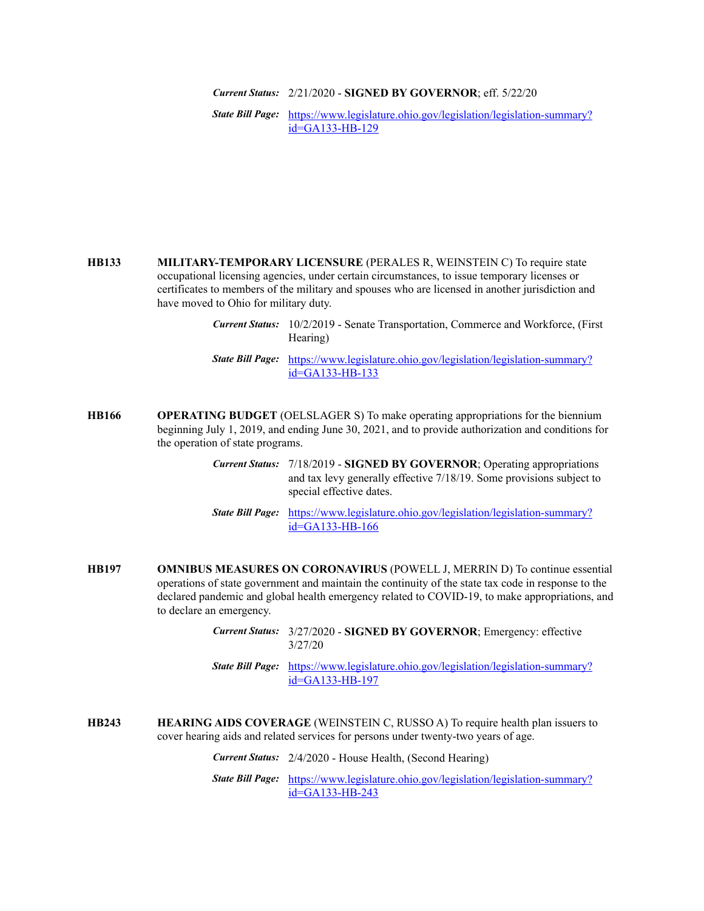***Current Status:*** 2/21/2020 - **SIGNED BY GOVERNOR**; eff. 5/22/20

***State Bill Page:*** https://www.legislature.ohio.gov/legislation/legislation-summary?id=GA133-HB-129

**HB133** **MILITARY-TEMPORARY LICENSURE** (PERALES R, WEINSTEIN C) To require state occupational licensing agencies, under certain circumstances, to issue temporary licenses or certificates to members of the military and spouses who are licensed in another jurisdiction and have moved to Ohio for military duty.

***Current Status:*** 10/2/2019 - Senate Transportation, Commerce and Workforce, (First Hearing)

***State Bill Page:*** https://www.legislature.ohio.gov/legislation/legislation-summary?id=GA133-HB-133

**HB166** **OPERATING BUDGET** (OELSLAGER S) To make operating appropriations for the biennium beginning July 1, 2019, and ending June 30, 2021, and to provide authorization and conditions for the operation of state programs.

***Current Status:*** 7/18/2019 - **SIGNED BY GOVERNOR**; Operating appropriations and tax levy generally effective 7/18/19. Some provisions subject to special effective dates.

***State Bill Page:*** https://www.legislature.ohio.gov/legislation/legislation-summary?id=GA133-HB-166

**HB197** **OMNIBUS MEASURES ON CORONAVIRUS** (POWELL J, MERRIN D) To continue essential operations of state government and maintain the continuity of the state tax code in response to the declared pandemic and global health emergency related to COVID-19, to make appropriations, and to declare an emergency.

***Current Status:*** 3/27/2020 - **SIGNED BY GOVERNOR**; Emergency: effective 3/27/20

***State Bill Page:*** https://www.legislature.ohio.gov/legislation/legislation-summary?id=GA133-HB-197

**HB243** **HEARING AIDS COVERAGE** (WEINSTEIN C, RUSSO A) To require health plan issuers to cover hearing aids and related services for persons under twenty-two years of age.

***Current Status:*** 2/4/2020 - House Health, (Second Hearing)

***State Bill Page:*** https://www.legislature.ohio.gov/legislation/legislation-summary?id=GA133-HB-243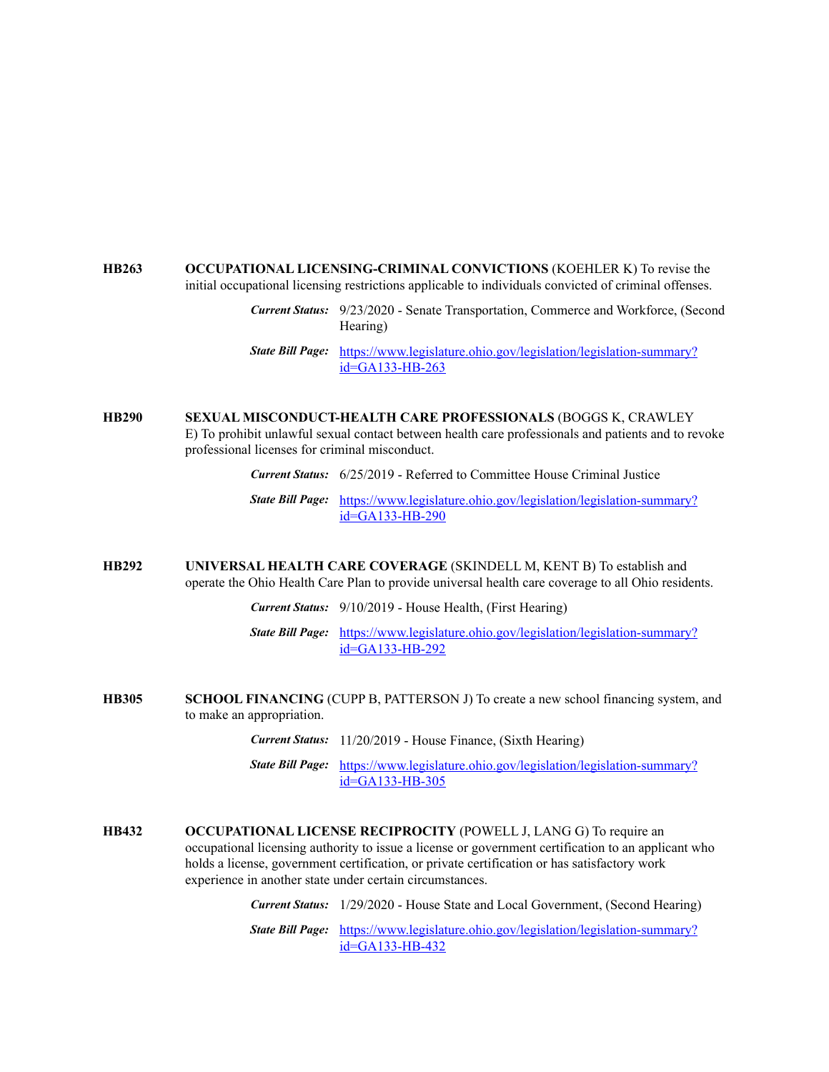**HB263** **OCCUPATIONAL LICENSING-CRIMINAL CONVICTIONS** (KOEHLER K) To revise the initial occupational licensing restrictions applicable to individuals convicted of criminal offenses.

***Current Status:*** 9/23/2020 - Senate Transportation, Commerce and Workforce, (Second Hearing)

***State Bill Page:*** [https://www.legislature.ohio.gov/legislation/legislation-summary?id=GA133-HB-263](https://www.legislature.ohio.gov/legislation/legislation-summary?id=GA133-HB-263)

**HB290** **SEXUAL MISCONDUCT-HEALTH CARE PROFESSIONALS** (BOGGS K, CRAWLEY E) To prohibit unlawful sexual contact between health care professionals and patients and to revoke professional licenses for criminal misconduct.

***Current Status:*** 6/25/2019 - Referred to Committee House Criminal Justice

***State Bill Page:*** [https://www.legislature.ohio.gov/legislation/legislation-summary?id=GA133-HB-290](https://www.legislature.ohio.gov/legislation/legislation-summary?id=GA133-HB-290)

**HB292** **UNIVERSAL HEALTH CARE COVERAGE** (SKINDELL M, KENT B) To establish and operate the Ohio Health Care Plan to provide universal health care coverage to all Ohio residents.

***Current Status:*** 9/10/2019 - House Health, (First Hearing)

***State Bill Page:*** [https://www.legislature.ohio.gov/legislation/legislation-summary?id=GA133-HB-292](https://www.legislature.ohio.gov/legislation/legislation-summary?id=GA133-HB-292)

**HB305** **SCHOOL FINANCING** (CUPP B, PATTERSON J) To create a new school financing system, and to make an appropriation.

***Current Status:*** 11/20/2019 - House Finance, (Sixth Hearing)

***State Bill Page:*** [https://www.legislature.ohio.gov/legislation/legislation-summary?id=GA133-HB-305](https://www.legislature.ohio.gov/legislation/legislation-summary?id=GA133-HB-305)

**HB432** **OCCUPATIONAL LICENSE RECIPROCITY** (POWELL J, LANG G) To require an occupational licensing authority to issue a license or government certification to an applicant who holds a license, government certification, or private certification or has satisfactory work experience in another state under certain circumstances.

***Current Status:*** 1/29/2020 - House State and Local Government, (Second Hearing)

***State Bill Page:*** [https://www.legislature.ohio.gov/legislation/legislation-summary?id=GA133-HB-432](https://www.legislature.ohio.gov/legislation/legislation-summary?id=GA133-HB-432)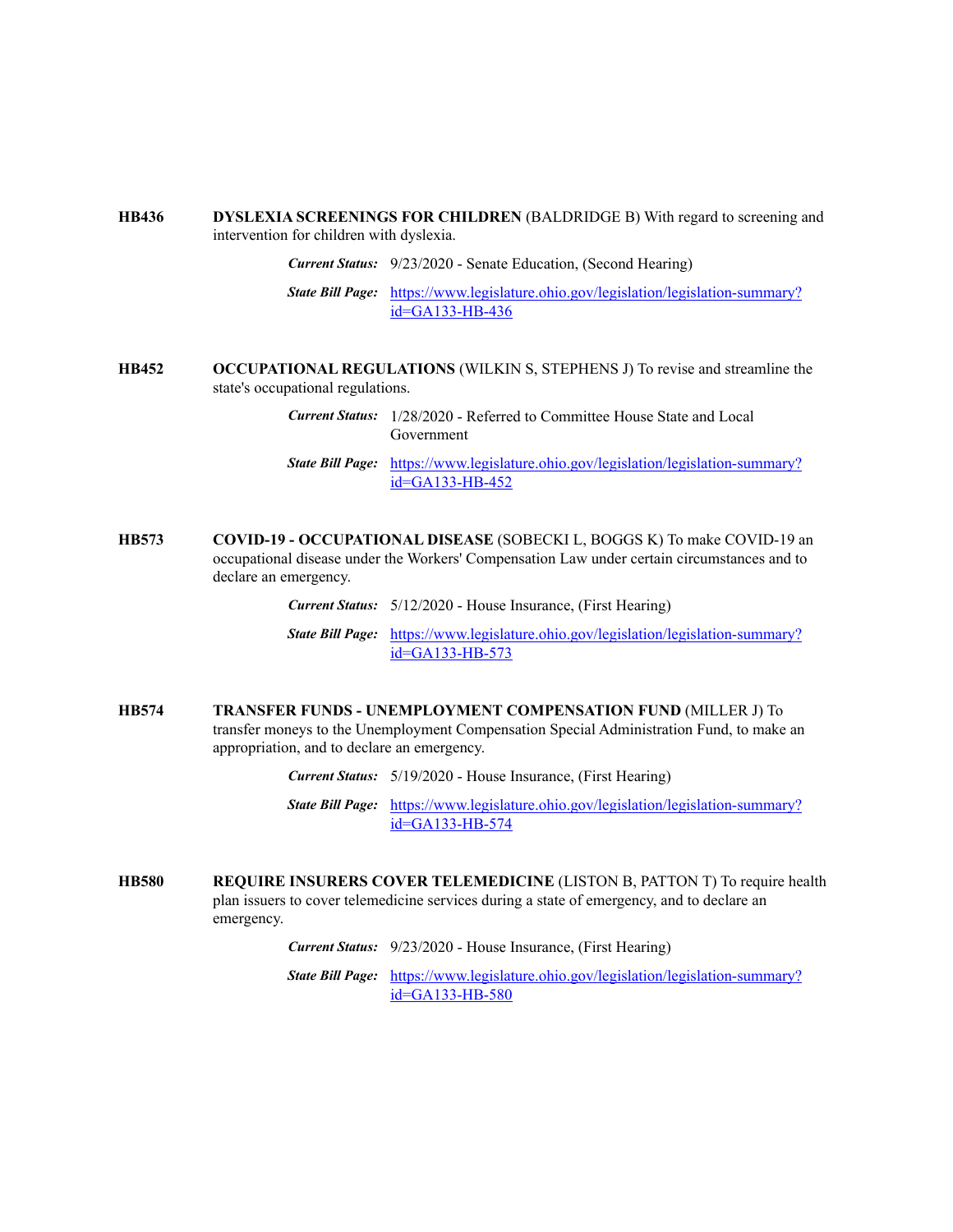**HB436** **DYSLEXIA SCREENINGS FOR CHILDREN** (BALDRIDGE B) With regard to screening and intervention for children with dyslexia.

***Current Status:*** 9/23/2020 - Senate Education, (Second Hearing)

***State Bill Page:*** [https://www.legislature.ohio.gov/legislation/legislation-summary?id=GA133-HB-436](https://www.legislature.ohio.gov/legislation/legislation-summary?id=GA133-HB-436)

**HB452** **OCCUPATIONAL REGULATIONS** (WILKIN S, STEPHENS J) To revise and streamline the state's occupational regulations.

***Current Status:*** 1/28/2020 - Referred to Committee House State and Local Government

***State Bill Page:*** [https://www.legislature.ohio.gov/legislation/legislation-summary?id=GA133-HB-452](https://www.legislature.ohio.gov/legislation/legislation-summary?id=GA133-HB-452)

**HB573** **COVID-19 - OCCUPATIONAL DISEASE** (SOBECKI L, BOGGS K) To make COVID-19 an occupational disease under the Workers' Compensation Law under certain circumstances and to declare an emergency.

***Current Status:*** 5/12/2020 - House Insurance, (First Hearing)

***State Bill Page:*** [https://www.legislature.ohio.gov/legislation/legislation-summary?id=GA133-HB-573](https://www.legislature.ohio.gov/legislation/legislation-summary?id=GA133-HB-573)

**HB574** **TRANSFER FUNDS - UNEMPLOYMENT COMPENSATION FUND** (MILLER J) To transfer moneys to the Unemployment Compensation Special Administration Fund, to make an appropriation, and to declare an emergency.

***Current Status:*** 5/19/2020 - House Insurance, (First Hearing)

***State Bill Page:*** [https://www.legislature.ohio.gov/legislation/legislation-summary?id=GA133-HB-574](https://www.legislature.ohio.gov/legislation/legislation-summary?id=GA133-HB-574)

**HB580** **REQUIRE INSURERS COVER TELEMEDICINE** (LISTON B, PATTON T) To require health plan issuers to cover telemedicine services during a state of emergency, and to declare an emergency.

***Current Status:*** 9/23/2020 - House Insurance, (First Hearing)

***State Bill Page:*** [https://www.legislature.ohio.gov/legislation/legislation-summary?id=GA133-HB-580](https://www.legislature.ohio.gov/legislation/legislation-summary?id=GA133-HB-580)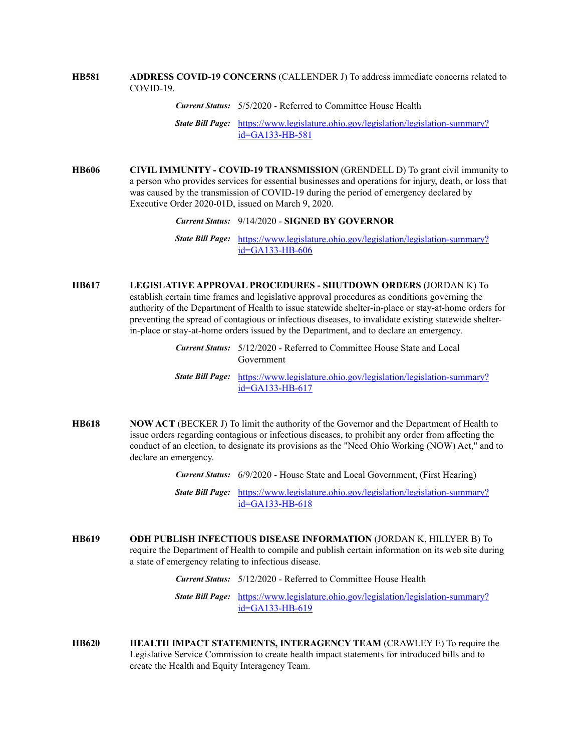**HB581** **ADDRESS COVID-19 CONCERNS** (CALLENDER J) To address immediate concerns related to COVID-19.

***Current Status:*** 5/5/2020 - Referred to Committee House Health

***State Bill Page:*** https://www.legislature.ohio.gov/legislation/legislation-summary?id=GA133-HB-581

**HB606** **CIVIL IMMUNITY - COVID-19 TRANSMISSION** (GRENDELL D) To grant civil immunity to a person who provides services for essential businesses and operations for injury, death, or loss that was caused by the transmission of COVID-19 during the period of emergency declared by Executive Order 2020-01D, issued on March 9, 2020.

***Current Status:*** 9/14/2020 - **SIGNED BY GOVERNOR**

***State Bill Page:*** https://www.legislature.ohio.gov/legislation/legislation-summary?id=GA133-HB-606

**HB617** **LEGISLATIVE APPROVAL PROCEDURES - SHUTDOWN ORDERS** (JORDAN K) To establish certain time frames and legislative approval procedures as conditions governing the authority of the Department of Health to issue statewide shelter-in-place or stay-at-home orders for preventing the spread of contagious or infectious diseases, to invalidate existing statewide shelter-in-place or stay-at-home orders issued by the Department, and to declare an emergency.

***Current Status:*** 5/12/2020 - Referred to Committee House State and Local Government

***State Bill Page:*** https://www.legislature.ohio.gov/legislation/legislation-summary?id=GA133-HB-617

**HB618** **NOW ACT** (BECKER J) To limit the authority of the Governor and the Department of Health to issue orders regarding contagious or infectious diseases, to prohibit any order from affecting the conduct of an election, to designate its provisions as the "Need Ohio Working (NOW) Act," and to declare an emergency.

***Current Status:*** 6/9/2020 - House State and Local Government, (First Hearing)

***State Bill Page:*** https://www.legislature.ohio.gov/legislation/legislation-summary?id=GA133-HB-618

**HB619** **ODH PUBLISH INFECTIOUS DISEASE INFORMATION** (JORDAN K, HILLYER B) To require the Department of Health to compile and publish certain information on its web site during a state of emergency relating to infectious disease.

***Current Status:*** 5/12/2020 - Referred to Committee House Health

***State Bill Page:*** https://www.legislature.ohio.gov/legislation/legislation-summary?id=GA133-HB-619

**HB620** **HEALTH IMPACT STATEMENTS, INTERAGENCY TEAM** (CRAWLEY E) To require the Legislative Service Commission to create health impact statements for introduced bills and to create the Health and Equity Interagency Team.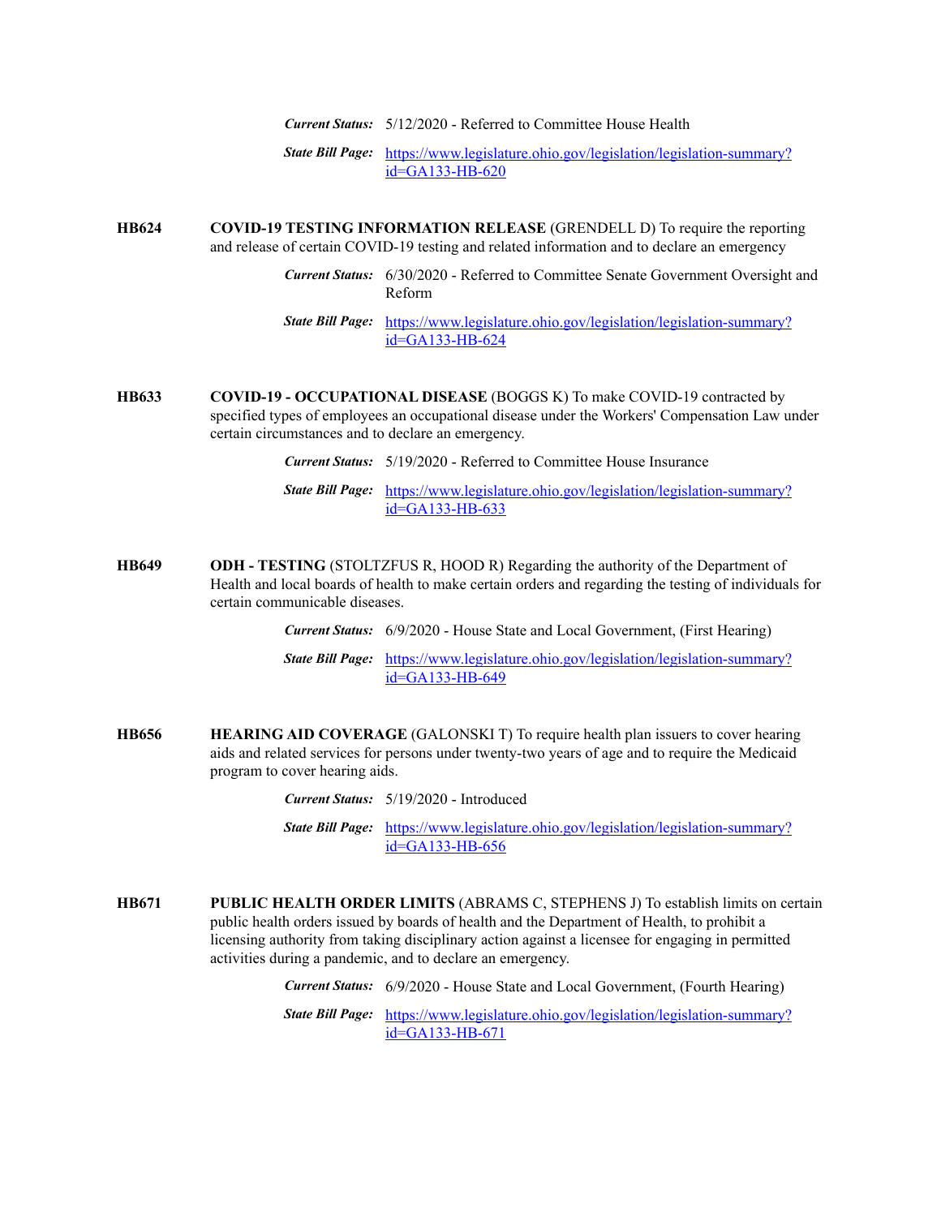***Current Status:*** 5/12/2020 - Referred to Committee House Health

***State Bill Page:*** [https://www.legislature.ohio.gov/legislation/legislation-summary?id=GA133-HB-620](https://www.legislature.ohio.gov/legislation/legislation-summary?id=GA133-HB-620)

**HB624** **COVID-19 TESTING INFORMATION RELEASE** (GRENDELL D) To require the reporting and release of certain COVID-19 testing and related information and to declare an emergency

***Current Status:*** 6/30/2020 - Referred to Committee Senate Government Oversight and Reform

***State Bill Page:*** [https://www.legislature.ohio.gov/legislation/legislation-summary?id=GA133-HB-624](https://www.legislature.ohio.gov/legislation/legislation-summary?id=GA133-HB-624)

**HB633** **COVID-19 - OCCUPATIONAL DISEASE** (BOGGS K) To make COVID-19 contracted by specified types of employees an occupational disease under the Workers' Compensation Law under certain circumstances and to declare an emergency.

***Current Status:*** 5/19/2020 - Referred to Committee House Insurance

***State Bill Page:*** [https://www.legislature.ohio.gov/legislation/legislation-summary?id=GA133-HB-633](https://www.legislature.ohio.gov/legislation/legislation-summary?id=GA133-HB-633)

**HB649** **ODH - TESTING** (STOLTZFUS R, HOOD R) Regarding the authority of the Department of Health and local boards of health to make certain orders and regarding the testing of individuals for certain communicable diseases.

***Current Status:*** 6/9/2020 - House State and Local Government, (First Hearing)

***State Bill Page:*** [https://www.legislature.ohio.gov/legislation/legislation-summary?id=GA133-HB-649](https://www.legislature.ohio.gov/legislation/legislation-summary?id=GA133-HB-649)

**HB656** **HEARING AID COVERAGE** (GALONSKI T) To require health plan issuers to cover hearing aids and related services for persons under twenty-two years of age and to require the Medicaid program to cover hearing aids.

***Current Status:*** 5/19/2020 - Introduced

***State Bill Page:*** [https://www.legislature.ohio.gov/legislation/legislation-summary?id=GA133-HB-656](https://www.legislature.ohio.gov/legislation/legislation-summary?id=GA133-HB-656)

**HB671** **PUBLIC HEALTH ORDER LIMITS** (ABRAMS C, STEPHENS J) To establish limits on certain public health orders issued by boards of health and the Department of Health, to prohibit a licensing authority from taking disciplinary action against a licensee for engaging in permitted activities during a pandemic, and to declare an emergency.

***Current Status:*** 6/9/2020 - House State and Local Government, (Fourth Hearing)

***State Bill Page:*** [https://www.legislature.ohio.gov/legislation/legislation-summary?id=GA133-HB-671](https://www.legislature.ohio.gov/legislation/legislation-summary?id=GA133-HB-671)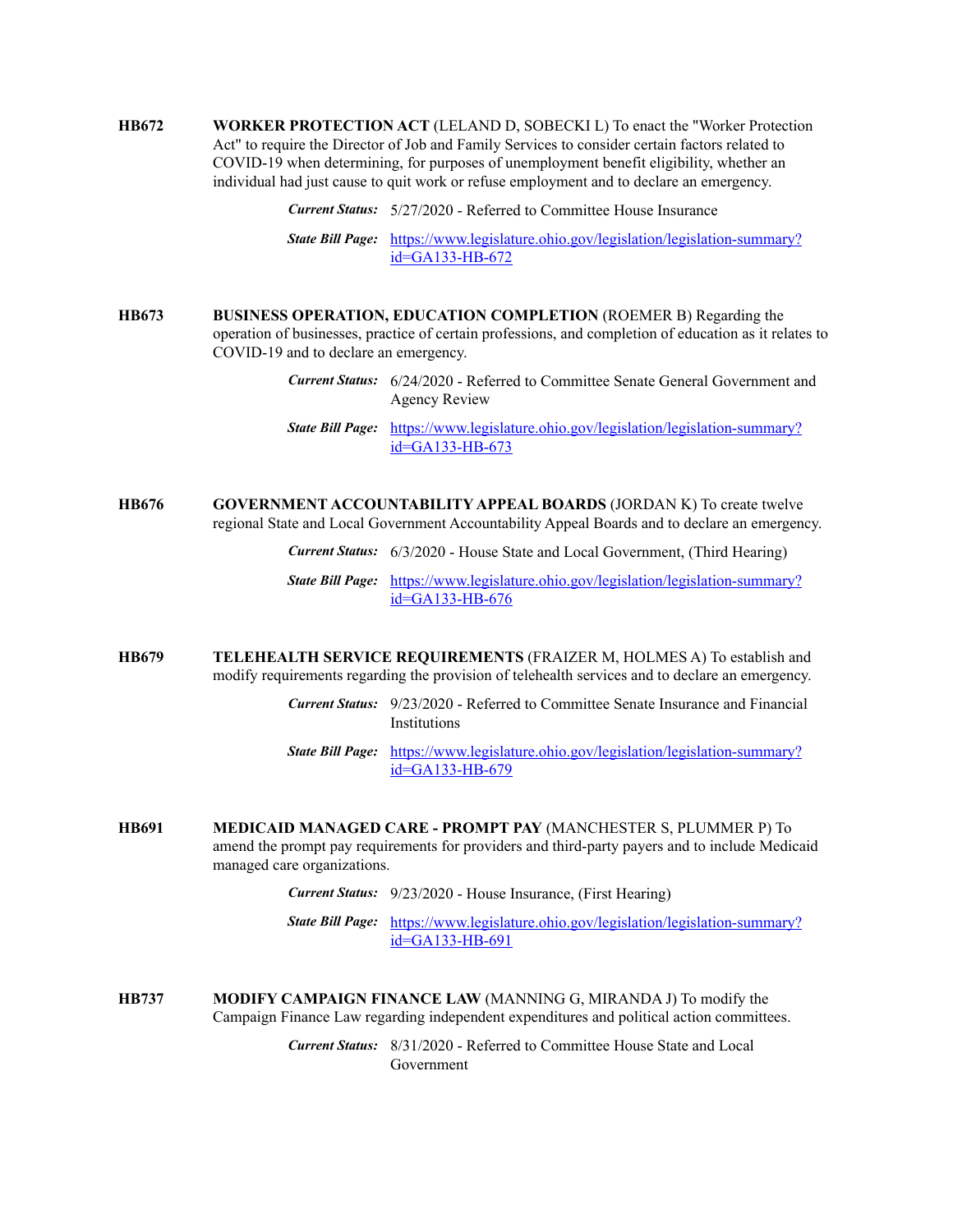**HB672** **WORKER PROTECTION ACT** (LELAND D, SOBECKI L) To enact the "Worker Protection Act" to require the Director of Job and Family Services to consider certain factors related to COVID-19 when determining, for purposes of unemployment benefit eligibility, whether an individual had just cause to quit work or refuse employment and to declare an emergency.

***Current Status:*** 5/27/2020 - Referred to Committee House Insurance

***State Bill Page:*** https://www.legislature.ohio.gov/legislation/legislation-summary?id=GA133-HB-672

**HB673** **BUSINESS OPERATION, EDUCATION COMPLETION** (ROEMER B) Regarding the operation of businesses, practice of certain professions, and completion of education as it relates to COVID-19 and to declare an emergency.

***Current Status:*** 6/24/2020 - Referred to Committee Senate General Government and Agency Review

***State Bill Page:*** https://www.legislature.ohio.gov/legislation/legislation-summary?id=GA133-HB-673

**HB676** **GOVERNMENT ACCOUNTABILITY APPEAL BOARDS** (JORDAN K) To create twelve regional State and Local Government Accountability Appeal Boards and to declare an emergency.

***Current Status:*** 6/3/2020 - House State and Local Government, (Third Hearing)

***State Bill Page:*** https://www.legislature.ohio.gov/legislation/legislation-summary?id=GA133-HB-676

**HB679** **TELEHEALTH SERVICE REQUIREMENTS** (FRAIZER M, HOLMES A) To establish and modify requirements regarding the provision of telehealth services and to declare an emergency.

***Current Status:*** 9/23/2020 - Referred to Committee Senate Insurance and Financial Institutions

***State Bill Page:*** https://www.legislature.ohio.gov/legislation/legislation-summary?id=GA133-HB-679

**HB691** **MEDICAID MANAGED CARE - PROMPT PAY** (MANCHESTER S, PLUMMER P) To amend the prompt pay requirements for providers and third-party payers and to include Medicaid managed care organizations.

***Current Status:*** 9/23/2020 - House Insurance, (First Hearing)

***State Bill Page:*** https://www.legislature.ohio.gov/legislation/legislation-summary?id=GA133-HB-691

**HB737** **MODIFY CAMPAIGN FINANCE LAW** (MANNING G, MIRANDA J) To modify the Campaign Finance Law regarding independent expenditures and political action committees.

***Current Status:*** 8/31/2020 - Referred to Committee House State and Local Government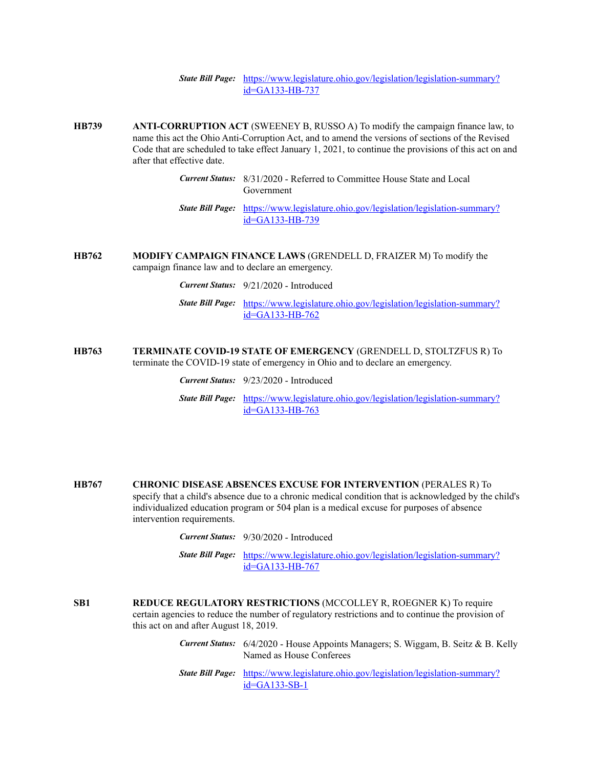***State Bill Page:*** [https://www.legislature.ohio.gov/legislation/legislation-summary?id=GA133-HB-737](https://www.legislature.ohio.gov/legislation/legislation-summary?id=GA133-HB-737)

**HB739** **ANTI-CORRUPTION ACT** (SWEENEY B, RUSSO A) To modify the campaign finance law, to name this act the Ohio Anti-Corruption Act, and to amend the versions of sections of the Revised Code that are scheduled to take effect January 1, 2021, to continue the provisions of this act on and after that effective date.

***Current Status:*** 8/31/2020 - Referred to Committee House State and Local Government

***State Bill Page:*** [https://www.legislature.ohio.gov/legislation/legislation-summary?id=GA133-HB-739](https://www.legislature.ohio.gov/legislation/legislation-summary?id=GA133-HB-739)

**HB762** **MODIFY CAMPAIGN FINANCE LAWS** (GRENDELL D, FRAIZER M) To modify the campaign finance law and to declare an emergency.

***Current Status:*** 9/21/2020 - Introduced

***State Bill Page:*** [https://www.legislature.ohio.gov/legislation/legislation-summary?id=GA133-HB-762](https://www.legislature.ohio.gov/legislation/legislation-summary?id=GA133-HB-762)

**HB763** **TERMINATE COVID-19 STATE OF EMERGENCY** (GRENDELL D, STOLTZFUS R) To terminate the COVID-19 state of emergency in Ohio and to declare an emergency.

***Current Status:*** 9/23/2020 - Introduced

***State Bill Page:*** [https://www.legislature.ohio.gov/legislation/legislation-summary?id=GA133-HB-763](https://www.legislature.ohio.gov/legislation/legislation-summary?id=GA133-HB-763)

**HB767** **CHRONIC DISEASE ABSENCES EXCUSE FOR INTERVENTION** (PERALES R) To specify that a child's absence due to a chronic medical condition that is acknowledged by the child's individualized education program or 504 plan is a medical excuse for purposes of absence intervention requirements.

***Current Status:*** 9/30/2020 - Introduced

***State Bill Page:*** [https://www.legislature.ohio.gov/legislation/legislation-summary?id=GA133-HB-767](https://www.legislature.ohio.gov/legislation/legislation-summary?id=GA133-HB-767)

**SB1** **REDUCE REGULATORY RESTRICTIONS** (MCCOLLEY R, ROEGNER K) To require certain agencies to reduce the number of regulatory restrictions and to continue the provision of this act on and after August 18, 2019.

***Current Status:*** 6/4/2020 - House Appoints Managers; S. Wiggam, B. Seitz & B. Kelly Named as House Conferees

***State Bill Page:*** [https://www.legislature.ohio.gov/legislation/legislation-summary?id=GA133-SB-1](https://www.legislature.ohio.gov/legislation/legislation-summary?id=GA133-SB-1)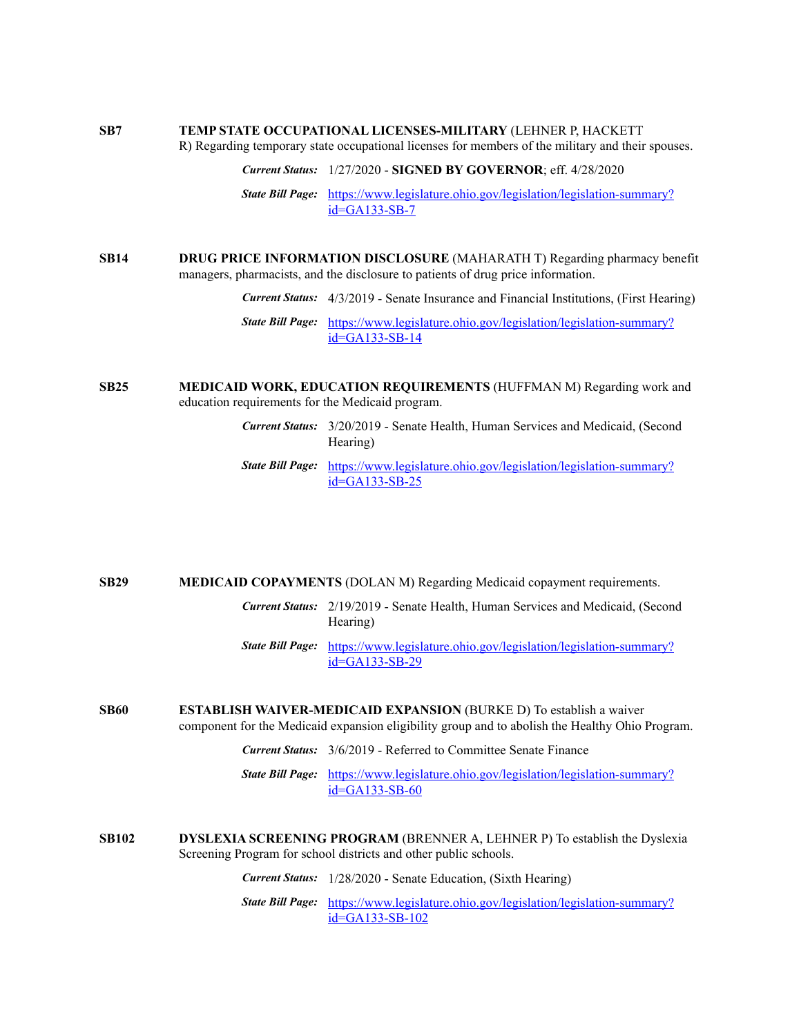**SB7** **TEMP STATE OCCUPATIONAL LICENSES-MILITARY** (LEHNER P, HACKETT R) Regarding temporary state occupational licenses for members of the military and their spouses.

***Current Status:*** 1/27/2020 - **SIGNED BY GOVERNOR**; eff. 4/28/2020

***State Bill Page:*** [https://www.legislature.ohio.gov/legislation/legislation-summary?id=GA133-SB-7](https://www.legislature.ohio.gov/legislation/legislation-summary?id=GA133-SB-7)

**SB14** **DRUG PRICE INFORMATION DISCLOSURE** (MAHARATH T) Regarding pharmacy benefit managers, pharmacists, and the disclosure to patients of drug price information.

***Current Status:*** 4/3/2019 - Senate Insurance and Financial Institutions, (First Hearing)

***State Bill Page:*** [https://www.legislature.ohio.gov/legislation/legislation-summary?id=GA133-SB-14](https://www.legislature.ohio.gov/legislation/legislation-summary?id=GA133-SB-14)

**SB25** **MEDICAID WORK, EDUCATION REQUIREMENTS** (HUFFMAN M) Regarding work and education requirements for the Medicaid program.

***Current Status:*** 3/20/2019 - Senate Health, Human Services and Medicaid, (Second Hearing)

***State Bill Page:*** [https://www.legislature.ohio.gov/legislation/legislation-summary?id=GA133-SB-25](https://www.legislature.ohio.gov/legislation/legislation-summary?id=GA133-SB-25)

**SB29** **MEDICAID COPAYMENTS** (DOLAN M) Regarding Medicaid copayment requirements.

***Current Status:*** 2/19/2019 - Senate Health, Human Services and Medicaid, (Second Hearing)

***State Bill Page:*** [https://www.legislature.ohio.gov/legislation/legislation-summary?id=GA133-SB-29](https://www.legislature.ohio.gov/legislation/legislation-summary?id=GA133-SB-29)

**SB60** **ESTABLISH WAIVER-MEDICAID EXPANSION** (BURKE D) To establish a waiver component for the Medicaid expansion eligibility group and to abolish the Healthy Ohio Program.

***Current Status:*** 3/6/2019 - Referred to Committee Senate Finance

***State Bill Page:*** [https://www.legislature.ohio.gov/legislation/legislation-summary?id=GA133-SB-60](https://www.legislature.ohio.gov/legislation/legislation-summary?id=GA133-SB-60)

**SB102** **DYSLEXIA SCREENING PROGRAM** (BRENNER A, LEHNER P) To establish the Dyslexia Screening Program for school districts and other public schools.

***Current Status:*** 1/28/2020 - Senate Education, (Sixth Hearing)

***State Bill Page:*** [https://www.legislature.ohio.gov/legislation/legislation-summary?id=GA133-SB-102](https://www.legislature.ohio.gov/legislation/legislation-summary?id=GA133-SB-102)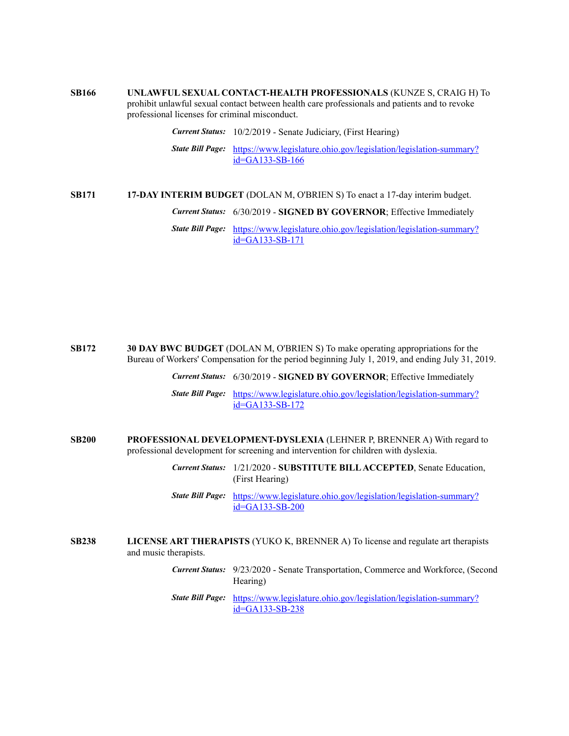**SB166** **UNLAWFUL SEXUAL CONTACT-HEALTH PROFESSIONALS** (KUNZE S, CRAIG H) To prohibit unlawful sexual contact between health care professionals and patients and to revoke professional licenses for criminal misconduct.

***Current Status:*** 10/2/2019 - Senate Judiciary, (First Hearing)

***State Bill Page:*** [https://www.legislature.ohio.gov/legislation/legislation-summary?id=GA133-SB-166](https://www.legislature.ohio.gov/legislation/legislation-summary?id=GA133-SB-166)

**SB171** **17-DAY INTERIM BUDGET** (DOLAN M, O'BRIEN S) To enact a 17-day interim budget.

***Current Status:*** 6/30/2019 - **SIGNED BY GOVERNOR**; Effective Immediately

***State Bill Page:*** [https://www.legislature.ohio.gov/legislation/legislation-summary?id=GA133-SB-171](https://www.legislature.ohio.gov/legislation/legislation-summary?id=GA133-SB-171)

**SB172** **30 DAY BWC BUDGET** (DOLAN M, O'BRIEN S) To make operating appropriations for the Bureau of Workers' Compensation for the period beginning July 1, 2019, and ending July 31, 2019.

***Current Status:*** 6/30/2019 - **SIGNED BY GOVERNOR**; Effective Immediately

***State Bill Page:*** [https://www.legislature.ohio.gov/legislation/legislation-summary?id=GA133-SB-172](https://www.legislature.ohio.gov/legislation/legislation-summary?id=GA133-SB-172)

**SB200** **PROFESSIONAL DEVELOPMENT-DYSLEXIA** (LEHNER P, BRENNER A) With regard to professional development for screening and intervention for children with dyslexia.

***Current Status:*** 1/21/2020 - **SUBSTITUTE BILL ACCEPTED**, Senate Education, (First Hearing)

***State Bill Page:*** [https://www.legislature.ohio.gov/legislation/legislation-summary?id=GA133-SB-200](https://www.legislature.ohio.gov/legislation/legislation-summary?id=GA133-SB-200)

**SB238** **LICENSE ART THERAPISTS** (YUKO K, BRENNER A) To license and regulate art therapists and music therapists.

***Current Status:*** 9/23/2020 - Senate Transportation, Commerce and Workforce, (Second Hearing)

***State Bill Page:*** [https://www.legislature.ohio.gov/legislation/legislation-summary?id=GA133-SB-238](https://www.legislature.ohio.gov/legislation/legislation-summary?id=GA133-SB-238)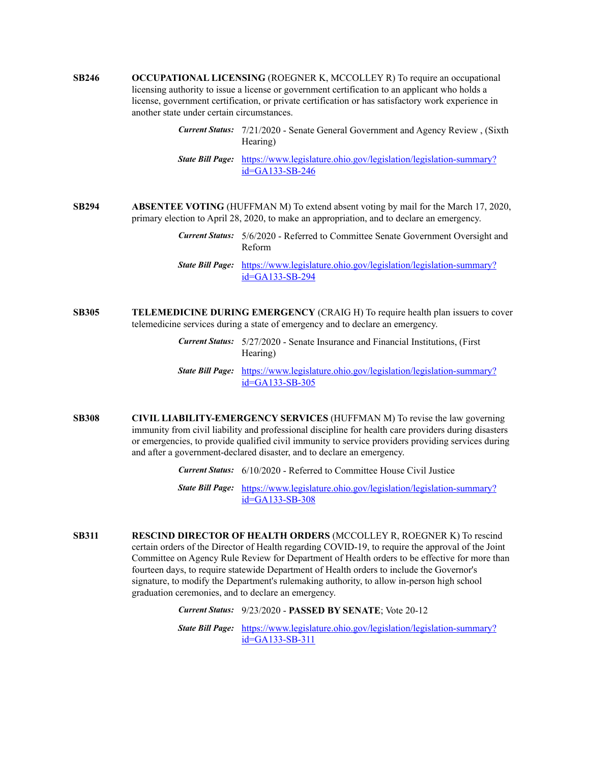**SB246** **OCCUPATIONAL LICENSING** (ROEGNER K, MCCOLLEY R) To require an occupational licensing authority to issue a license or government certification to an applicant who holds a license, government certification, or private certification or has satisfactory work experience in another state under certain circumstances.

***Current Status:*** 7/21/2020 - Senate General Government and Agency Review , (Sixth Hearing)

***State Bill Page:*** https://www.legislature.ohio.gov/legislation/legislation-summary?id=GA133-SB-246

**SB294** **ABSENTEE VOTING** (HUFFMAN M) To extend absent voting by mail for the March 17, 2020, primary election to April 28, 2020, to make an appropriation, and to declare an emergency.

***Current Status:*** 5/6/2020 - Referred to Committee Senate Government Oversight and Reform

***State Bill Page:*** https://www.legislature.ohio.gov/legislation/legislation-summary?id=GA133-SB-294

**SB305** **TELEMEDICINE DURING EMERGENCY** (CRAIG H) To require health plan issuers to cover telemedicine services during a state of emergency and to declare an emergency.

***Current Status:*** 5/27/2020 - Senate Insurance and Financial Institutions, (First Hearing)

***State Bill Page:*** https://www.legislature.ohio.gov/legislation/legislation-summary?id=GA133-SB-305

**SB308** **CIVIL LIABILITY-EMERGENCY SERVICES** (HUFFMAN M) To revise the law governing immunity from civil liability and professional discipline for health care providers during disasters or emergencies, to provide qualified civil immunity to service providers providing services during and after a government-declared disaster, and to declare an emergency.

***Current Status:*** 6/10/2020 - Referred to Committee House Civil Justice

***State Bill Page:*** https://www.legislature.ohio.gov/legislation/legislation-summary?id=GA133-SB-308

**SB311** **RESCIND DIRECTOR OF HEALTH ORDERS** (MCCOLLEY R, ROEGNER K) To rescind certain orders of the Director of Health regarding COVID-19, to require the approval of the Joint Committee on Agency Rule Review for Department of Health orders to be effective for more than fourteen days, to require statewide Department of Health orders to include the Governor's signature, to modify the Department's rulemaking authority, to allow in-person high school graduation ceremonies, and to declare an emergency.

***Current Status:*** 9/23/2020 - **PASSED BY SENATE**; Vote 20-12

***State Bill Page:*** https://www.legislature.ohio.gov/legislation/legislation-summary?id=GA133-SB-311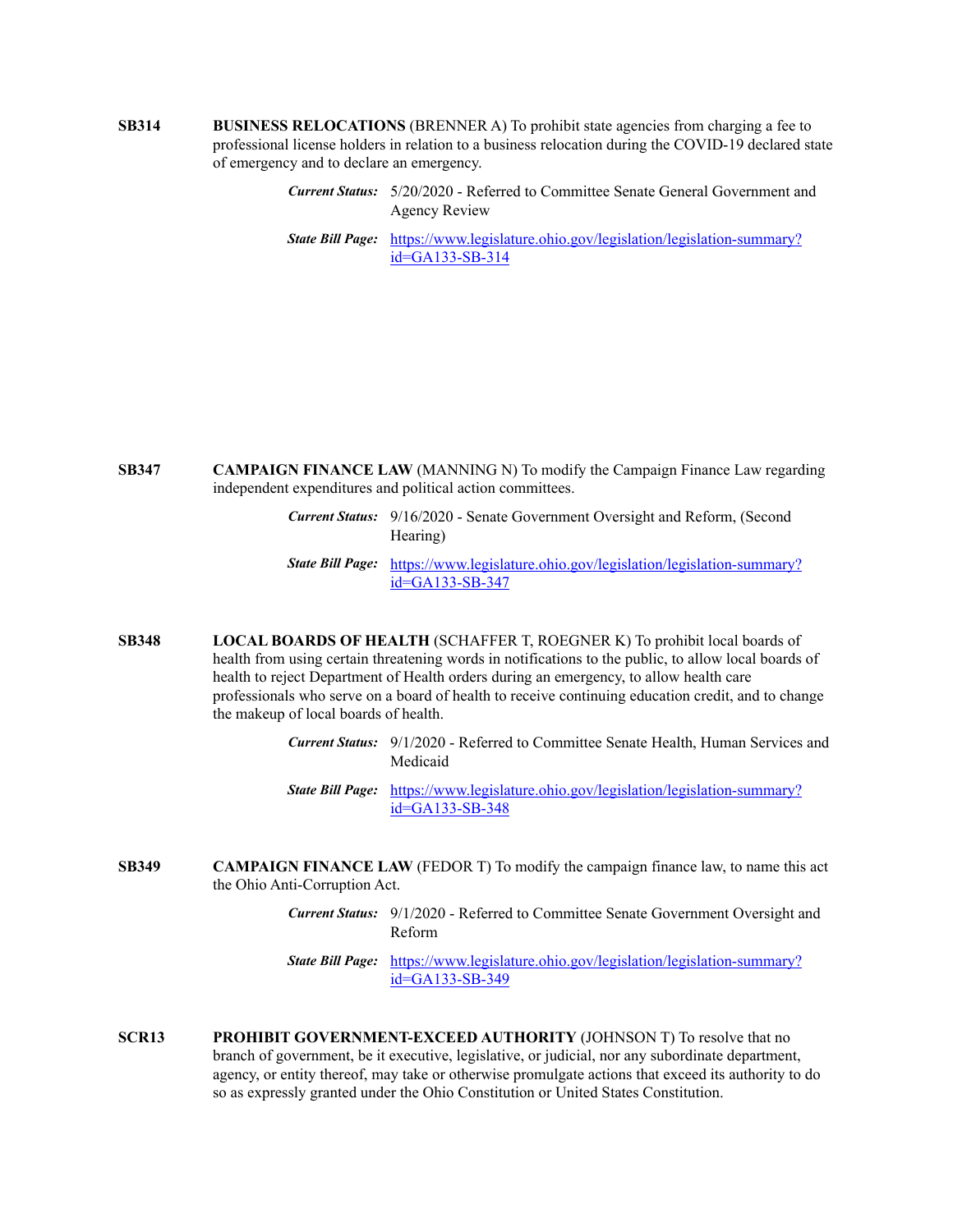**SB314** **BUSINESS RELOCATIONS** (BRENNER A) To prohibit state agencies from charging a fee to professional license holders in relation to a business relocation during the COVID-19 declared state of emergency and to declare an emergency.

***Current Status:*** 5/20/2020 - Referred to Committee Senate General Government and Agency Review

***State Bill Page:*** [https://www.legislature.ohio.gov/legislation/legislation-summary?id=GA133-SB-314](https://www.legislature.ohio.gov/legislation/legislation-summary?id=GA133-SB-314)

**SB347** **CAMPAIGN FINANCE LAW** (MANNING N) To modify the Campaign Finance Law regarding independent expenditures and political action committees.

***Current Status:*** 9/16/2020 - Senate Government Oversight and Reform, (Second Hearing)

***State Bill Page:*** [https://www.legislature.ohio.gov/legislation/legislation-summary?id=GA133-SB-347](https://www.legislature.ohio.gov/legislation/legislation-summary?id=GA133-SB-347)

**SB348** **LOCAL BOARDS OF HEALTH** (SCHAFFER T, ROEGNER K) To prohibit local boards of health from using certain threatening words in notifications to the public, to allow local boards of health to reject Department of Health orders during an emergency, to allow health care professionals who serve on a board of health to receive continuing education credit, and to change the makeup of local boards of health.

***Current Status:*** 9/1/2020 - Referred to Committee Senate Health, Human Services and Medicaid

***State Bill Page:*** [https://www.legislature.ohio.gov/legislation/legislation-summary?id=GA133-SB-348](https://www.legislature.ohio.gov/legislation/legislation-summary?id=GA133-SB-348)

**SB349** **CAMPAIGN FINANCE LAW** (FEDOR T) To modify the campaign finance law, to name this act the Ohio Anti-Corruption Act.

***Current Status:*** 9/1/2020 - Referred to Committee Senate Government Oversight and Reform

***State Bill Page:*** [https://www.legislature.ohio.gov/legislation/legislation-summary?id=GA133-SB-349](https://www.legislature.ohio.gov/legislation/legislation-summary?id=GA133-SB-349)

**SCR13** **PROHIBIT GOVERNMENT-EXCEED AUTHORITY** (JOHNSON T) To resolve that no branch of government, be it executive, legislative, or judicial, nor any subordinate department, agency, or entity thereof, may take or otherwise promulgate actions that exceed its authority to do so as expressly granted under the Ohio Constitution or United States Constitution.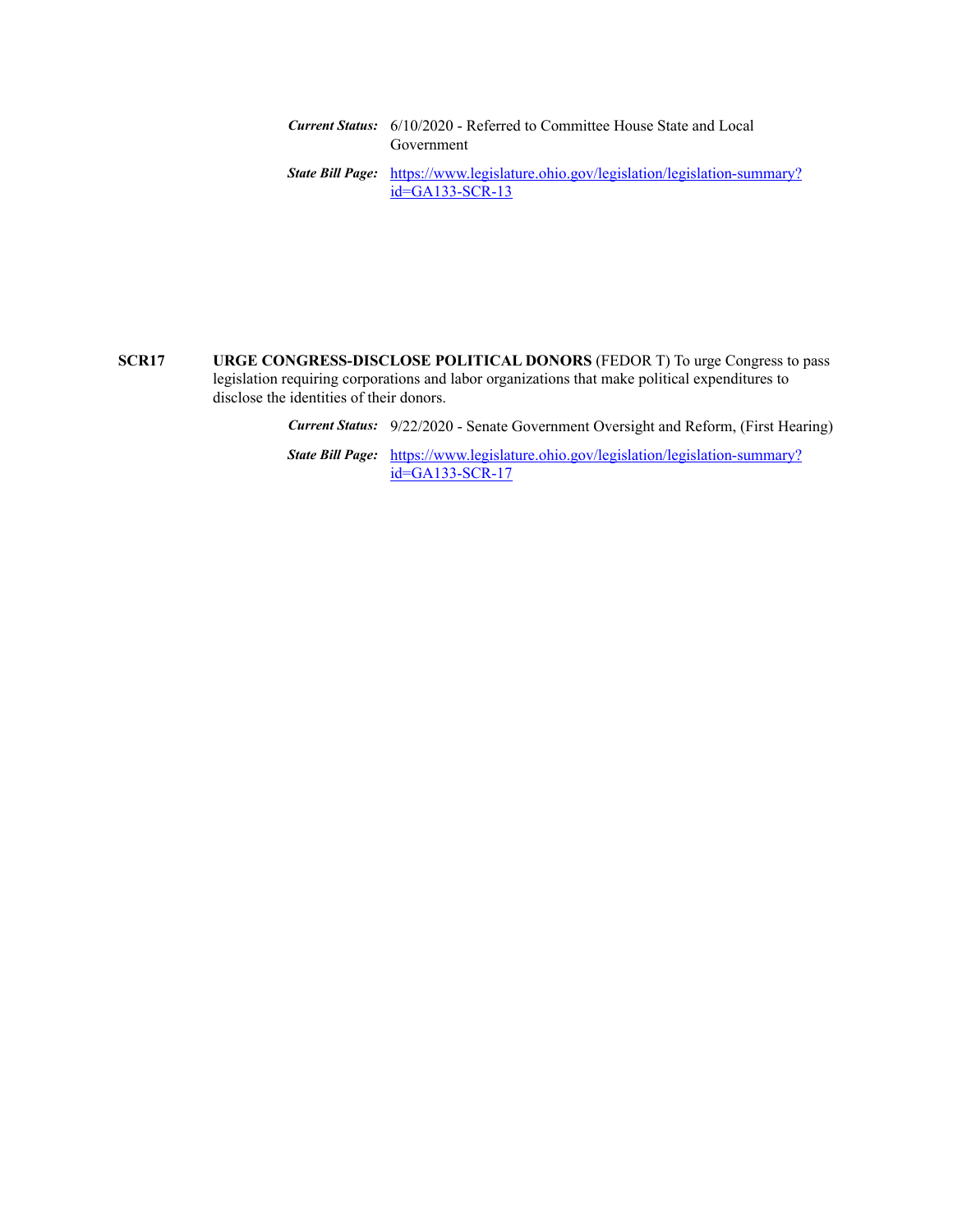***Current Status:*** 6/10/2020 - Referred to Committee House State and Local Government

***State Bill Page:*** [https://www.legislature.ohio.gov/legislation/legislation-summary?id=GA133-SCR-13](https://www.legislature.ohio.gov/legislation/legislation-summary?id=GA133-SCR-13)

**SCR17** **URGE CONGRESS-DISCLOSE POLITICAL DONORS** (FEDOR T) To urge Congress to pass legislation requiring corporations and labor organizations that make political expenditures to disclose the identities of their donors.

***Current Status:*** 9/22/2020 - Senate Government Oversight and Reform, (First Hearing)

***State Bill Page:*** [https://www.legislature.ohio.gov/legislation/legislation-summary?id=GA133-SCR-17](https://www.legislature.ohio.gov/legislation/legislation-summary?id=GA133-SCR-17)